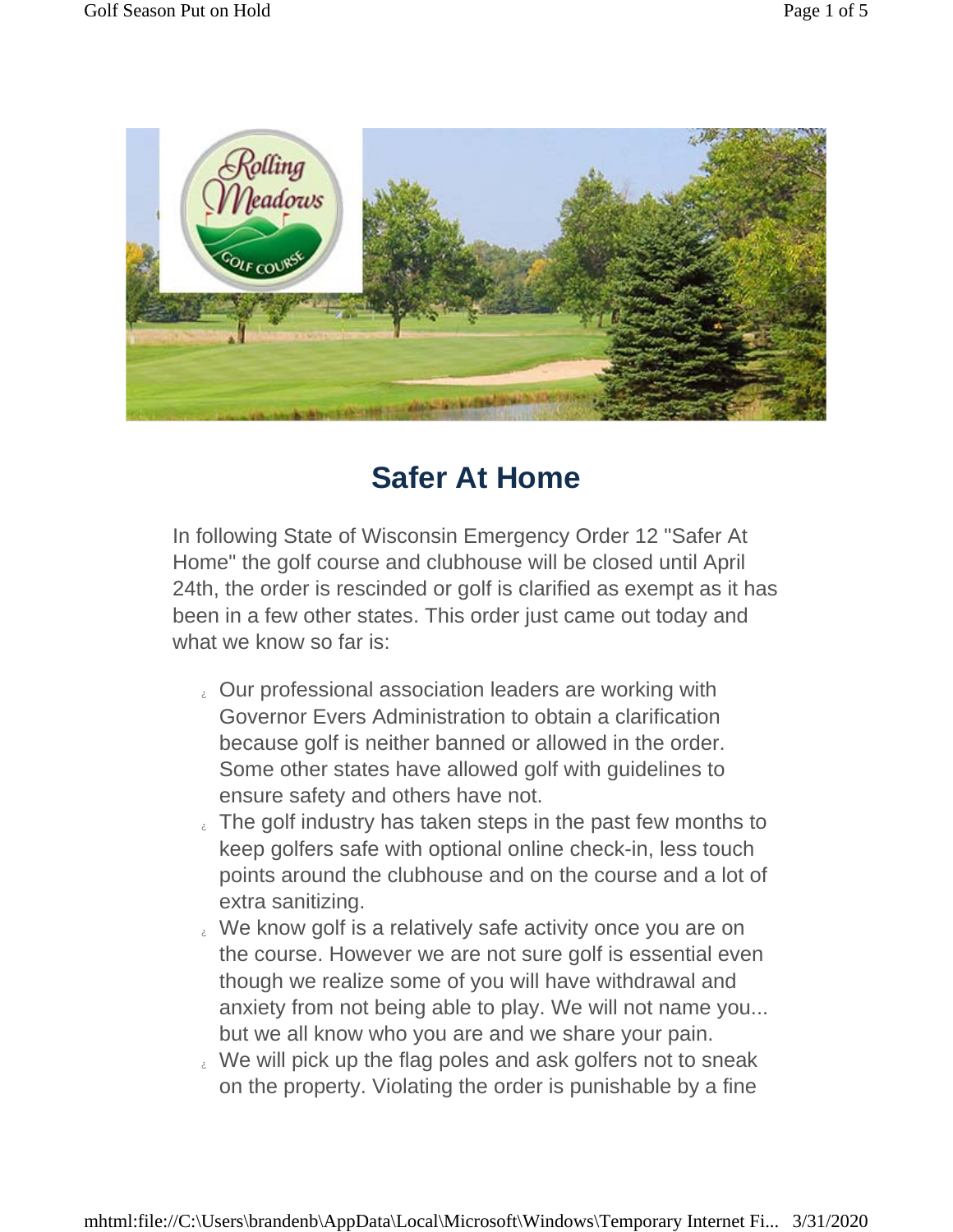# Safer At Home

In following State of Wisconsin Emergency Order 12 "Safer At Home" the golf course and clubhouse will be closed until April 24th, the order is rescinded or golf is clarified as exempt as it has been in a few other states. This order just came out today and what we know so far is:

- Our professional association leaders are working with Governor Evers Administration to obtain a clarification because golf is neither banned or allowed in the order. Some other states have allowed golf with guidelines to ensure safety and others have not.
- The golf industry has taken steps in the past few months to keep golfers safe with optional online check-in, less touch points around the clubhouse and on the course and a lot of extra sanitizing.
- We know golf is a relatively safe activity once you are on the course. However we are not sure golf is essential even though we realize some of you will have withdrawal and anxiety from not being able to play. We will not name you... but we all know who you are and we share your pain.
- We will pick up the flag poles and ask golfers not to sneak on the property. Violating the order is punishable by a fine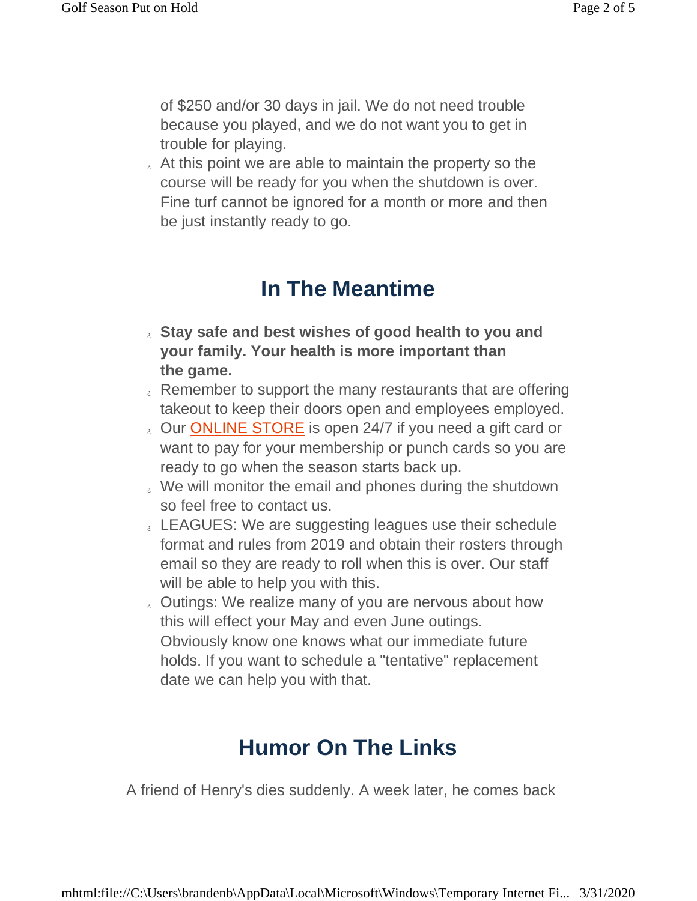of $250 and/or 30 days in jail. We do not need trouble because you played, and we do not want you to get in trouble for playing.

- At this point we are able to maintain the property so the course will be ready for you when the shutdown is over. Fine turf cannot be ignored for a month or more and then be just instantly ready to go.

## In The Meantime

- **Stay safe and best wishes of good health to you and your family. Your health is more important than the game.**
- Remember to support the many restaurants that are offering takeout to keep their doors open and employees employed.
- Our ONLINE STORE is open 24/7 if you need a gift card or want to pay for your membership or punch cards so you are ready to go when the season starts back up.
- We will monitor the email and phones during the shutdown so feel free to contact us.
- LEAGUES: We are suggesting leagues use their schedule format and rules from 2019 and obtain their rosters through email so they are ready to roll when this is over. Our staff will be able to help you with this.
- Outings: We realize many of you are nervous about how this will effect your May and even June outings. Obviously know one knows what our immediate future holds. If you want to schedule a "tentative" replacement date we can help you with that.

## Humor On The Links

A friend of Henry's dies suddenly. A week later, he comes back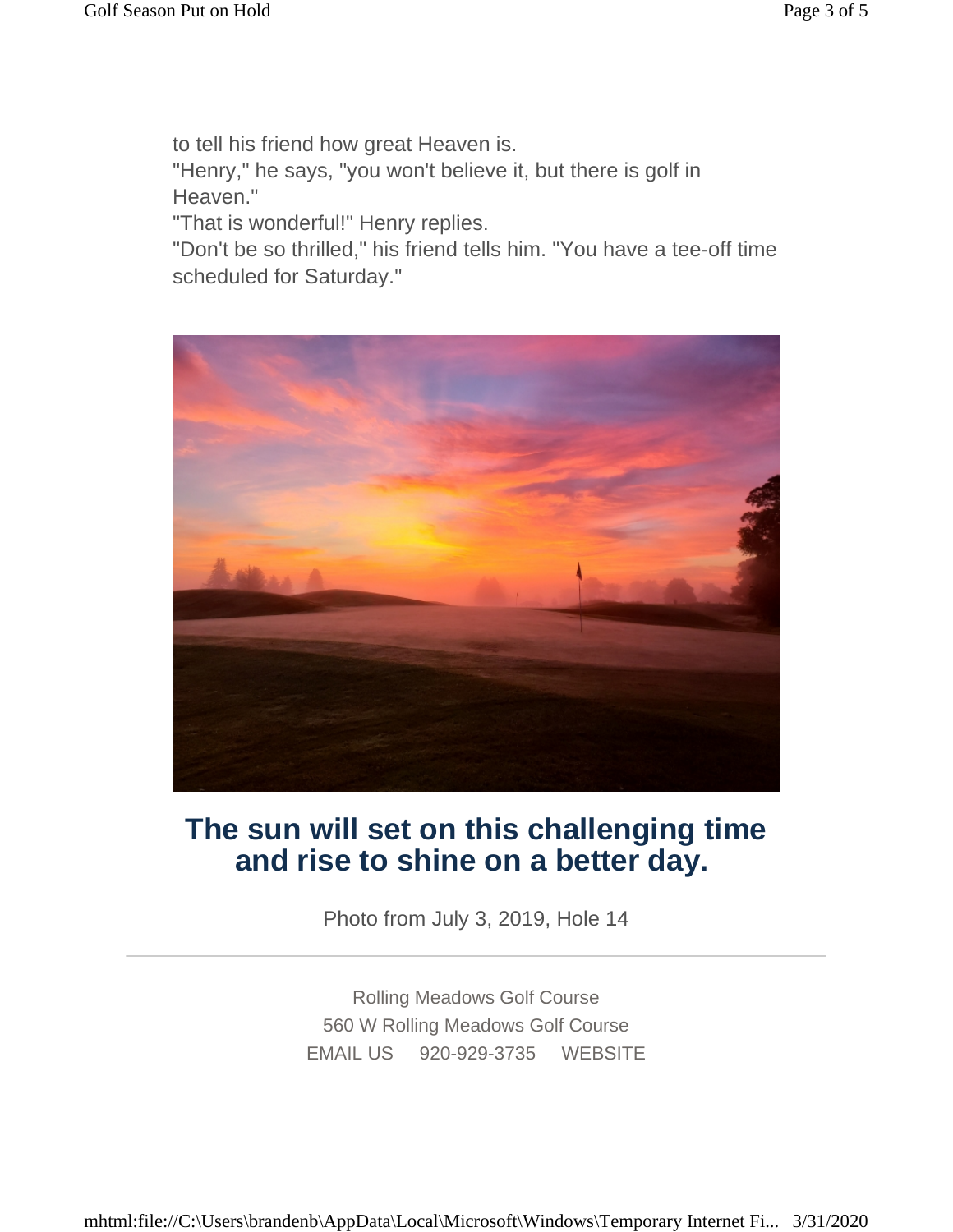to tell his friend how great Heaven is.
"Henry," he says, "you won't believe it, but there is golf in Heaven."
"That is wonderful!" Henry replies.
"Don't be so thrilled," his friend tells him. "You have a tee-off time scheduled for Saturday."

## The sun will set on this challenging time and rise to shine on a better day.

Photo from July 3, 2019, Hole 14

---

Rolling Meadows Golf Course
560 W Rolling Meadows Golf Course
EMAIL US 920-929-3735 WEBSITE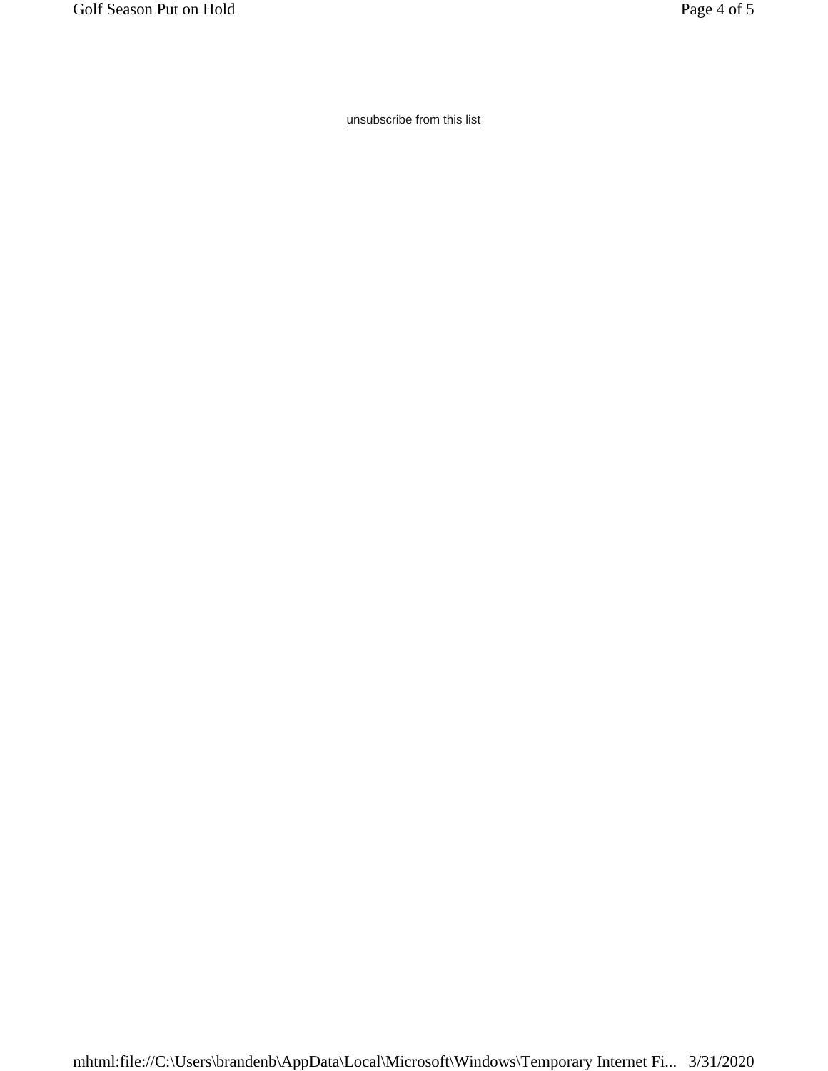unsubscribe from this list